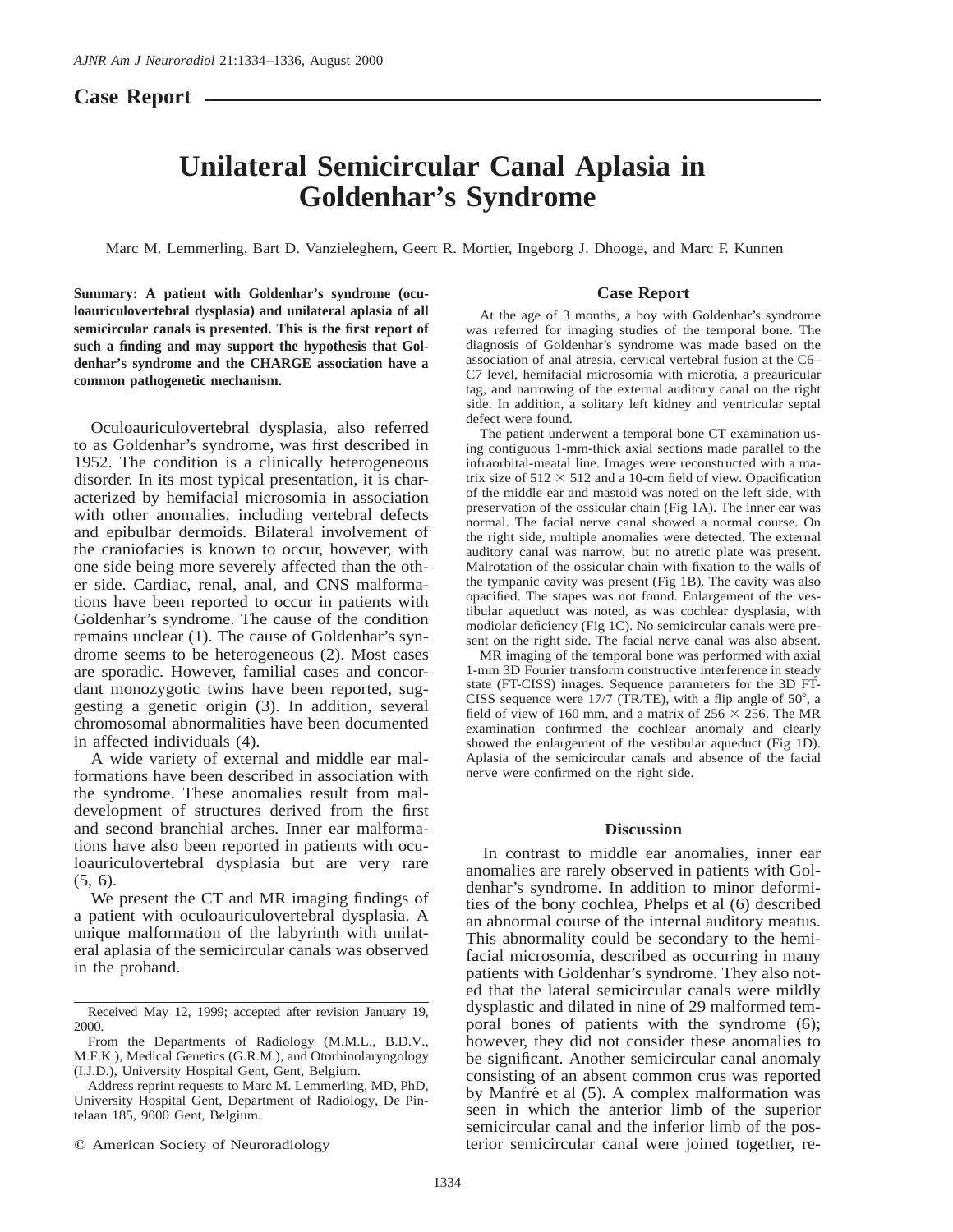## Case Report

# Unilateral Semicircular Canal Aplasia in Goldenhar's Syndrome

Marc M. Lemmerling, Bart D. Vanzieleghem, Geert R. Mortier, Ingeborg J. Dhooge, and Marc F. Kunnen

**Summary: A patient with Goldenhar's syndrome (oculoauriculovertebral dysplasia) and unilateral aplasia of all semicircular canals is presented. This is the first report of such a finding and may support the hypothesis that Goldenhar's syndrome and the CHARGE association have a common pathogenetic mechanism.**

Oculoauriculovertebral dysplasia, also referred to as Goldenhar's syndrome, was first described in 1952. The condition is a clinically heterogeneous disorder. In its most typical presentation, it is characterized by hemifacial microsomia in association with other anomalies, including vertebral defects and epibulbar dermoids. Bilateral involvement of the craniofacies is known to occur, however, with one side being more severely affected than the other side. Cardiac, renal, anal, and CNS malformations have been reported to occur in patients with Goldenhar's syndrome. The cause of the condition remains unclear (1). The cause of Goldenhar's syndrome seems to be heterogeneous (2). Most cases are sporadic. However, familial cases and concordant monozygotic twins have been reported, suggesting a genetic origin (3). In addition, several chromosomal abnormalities have been documented in affected individuals (4).

A wide variety of external and middle ear malformations have been described in association with the syndrome. These anomalies result from maldevelopment of structures derived from the first and second branchial arches. Inner ear malformations have also been reported in patients with oculoauriculovertebral dysplasia but are very rare (5, 6).

We present the CT and MR imaging findings of a patient with oculoauriculovertebral dysplasia. A unique malformation of the labyrinth with unilateral aplasia of the semicircular canals was observed in the proband.

Received May 12, 1999; accepted after revision January 19, 2000.

From the Departments of Radiology (M.M.L., B.D.V., M.F.K.), Medical Genetics (G.R.M.), and Otorhinolaryngology (I.J.D.), University Hospital Gent, Gent, Belgium.

Address reprint requests to Marc M. Lemmerling, MD, PhD, University Hospital Gent, Department of Radiology, De Pintelaan 185, 9000 Gent, Belgium.

© American Society of Neuroradiology

## Case Report

At the age of 3 months, a boy with Goldenhar's syndrome was referred for imaging studies of the temporal bone. The diagnosis of Goldenhar's syndrome was made based on the association of anal atresia, cervical vertebral fusion at the C6–C7 level, hemifacial microsomia with microtia, a preauricular tag, and narrowing of the external auditory canal on the right side. In addition, a solitary left kidney and ventricular septal defect were found.

The patient underwent a temporal bone CT examination using contiguous 1-mm-thick axial sections made parallel to the infraorbital-meatal line. Images were reconstructed with a matrix size of $512 \times 512$ and a 10-cm field of view. Opacification of the middle ear and mastoid was noted on the left side, with preservation of the ossicular chain (Fig 1A). The inner ear was normal. The facial nerve canal showed a normal course. On the right side, multiple anomalies were detected. The external auditory canal was narrow, but no atretic plate was present. Malrotation of the ossicular chain with fixation to the walls of the tympanic cavity was present (Fig 1B). The cavity was also opacified. The stapes was not found. Enlargement of the vestibular aqueduct was noted, as was cochlear dysplasia, with modiolar deficiency (Fig 1C). No semicircular canals were present on the right side. The facial nerve canal was also absent.

MR imaging of the temporal bone was performed with axial 1-mm 3D Fourier transform constructive interference in steady state (FT-CISS) images. Sequence parameters for the 3D FT-CISS sequence were 17/7 (TR/TE), with a flip angle of 50°, a field of view of 160 mm, and a matrix of $256 \times 256$. The MR examination confirmed the cochlear anomaly and clearly showed the enlargement of the vestibular aqueduct (Fig 1D). Aplasia of the semicircular canals and absence of the facial nerve were confirmed on the right side.

## Discussion

In contrast to middle ear anomalies, inner ear anomalies are rarely observed in patients with Goldenhar's syndrome. In addition to minor deformities of the bony cochlea, Phelps et al (6) described an abnormal course of the internal auditory meatus. This abnormality could be secondary to the hemifacial microsomia, described as occurring in many patients with Goldenhar's syndrome. They also noted that the lateral semicircular canals were mildly dysplastic and dilated in nine of 29 malformed temporal bones of patients with the syndrome (6); however, they did not consider these anomalies to be significant. Another semicircular canal anomaly consisting of an absent common crus was reported by Manfré et al (5). A complex malformation was seen in which the anterior limb of the superior semicircular canal and the inferior limb of the posterior semicircular canal were joined together, re-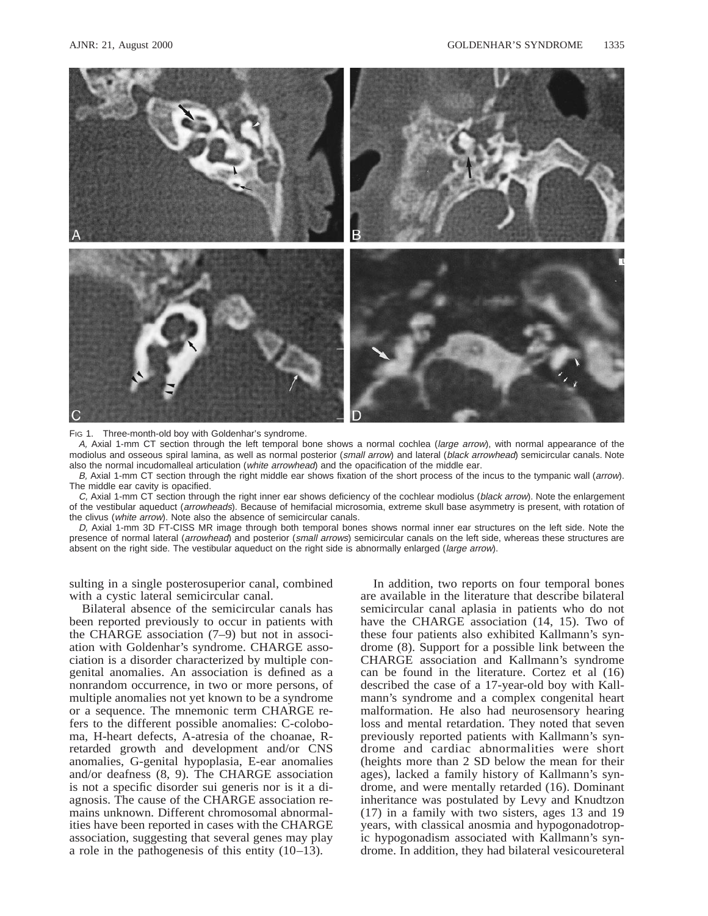FIG 1. Three-month-old boy with Goldenhar's syndrome.

*A,* Axial 1-mm CT section through the left temporal bone shows a normal cochlea (*large arrow*), with normal appearance of the modiolus and osseous spiral lamina, as well as normal posterior (*small arrow*) and lateral (*black arrowhead*) semicircular canals. Note also the normal incudomalleal articulation (*white arrowhead*) and the opacification of the middle ear.

*B,* Axial 1-mm CT section through the right middle ear shows fixation of the short process of the incus to the tympanic wall (*arrow*). The middle ear cavity is opacified.

*C,* Axial 1-mm CT section through the right inner ear shows deficiency of the cochlear modiolus (*black arrow*). Note the enlargement of the vestibular aqueduct (*arrowheads*). Because of hemifacial microsomia, extreme skull base asymmetry is present, with rotation of the clivus (*white arrow*). Note also the absence of semicircular canals.

*D,* Axial 1-mm 3D FT-CISS MR image through both temporal bones shows normal inner ear structures on the left side. Note the presence of normal lateral (*arrowhead*) and posterior (*small arrows*) semicircular canals on the left side, whereas these structures are absent on the right side. The vestibular aqueduct on the right side is abnormally enlarged (*large arrow*).

sulting in a single posterosuperior canal, combined with a cystic lateral semicircular canal.

Bilateral absence of the semicircular canals has been reported previously to occur in patients with the CHARGE association (7–9) but not in association with Goldenhar's syndrome. CHARGE association is a disorder characterized by multiple congenital anomalies. An association is defined as a nonrandom occurrence, in two or more persons, of multiple anomalies not yet known to be a syndrome or a sequence. The mnemonic term CHARGE refers to the different possible anomalies: C-coloboma, H-heart defects, A-atresia of the choanae, R-retarded growth and development and/or CNS anomalies, G-genital hypoplasia, E-ear anomalies and/or deafness (8, 9). The CHARGE association is not a specific disorder sui generis nor is it a diagnosis. The cause of the CHARGE association remains unknown. Different chromosomal abnormalities have been reported in cases with the CHARGE association, suggesting that several genes may play a role in the pathogenesis of this entity (10–13).

In addition, two reports on four temporal bones are available in the literature that describe bilateral semicircular canal aplasia in patients who do not have the CHARGE association (14, 15). Two of these four patients also exhibited Kallmann's syndrome (8). Support for a possible link between the CHARGE association and Kallmann's syndrome can be found in the literature. Cortez et al (16) described the case of a 17-year-old boy with Kallmann's syndrome and a complex congenital heart malformation. He also had neurosensory hearing loss and mental retardation. They noted that seven previously reported patients with Kallmann's syndrome and cardiac abnormalities were short (heights more than 2 SD below the mean for their ages), lacked a family history of Kallmann's syndrome, and were mentally retarded (16). Dominant inheritance was postulated by Levy and Knudtzon (17) in a family with two sisters, ages 13 and 19 years, with classical anosmia and hypogonadotropic hypogonadism associated with Kallmann's syndrome. In addition, they had bilateral vesicoureteral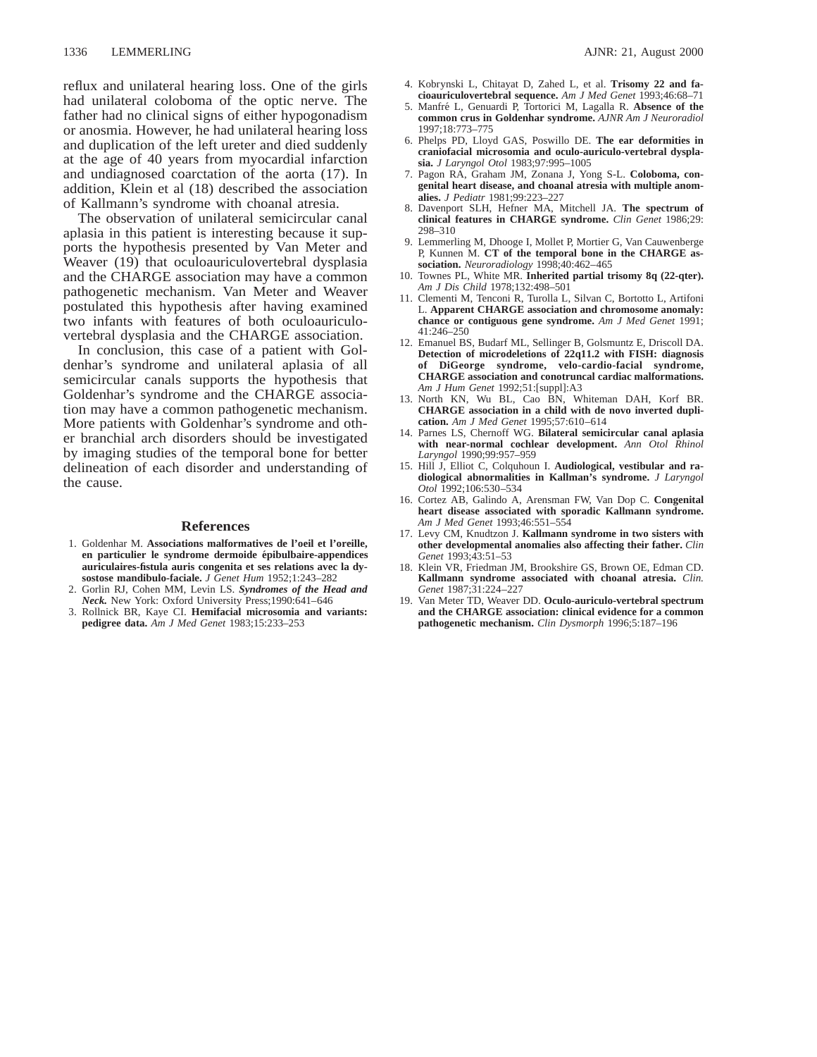reflux and unilateral hearing loss. One of the girls had unilateral coloboma of the optic nerve. The father had no clinical signs of either hypogonadism or anosmia. However, he had unilateral hearing loss and duplication of the left ureter and died suddenly at the age of 40 years from myocardial infarction and undiagnosed coarctation of the aorta (17). In addition, Klein et al (18) described the association of Kallmann's syndrome with choanal atresia.

The observation of unilateral semicircular canal aplasia in this patient is interesting because it supports the hypothesis presented by Van Meter and Weaver (19) that oculoauriculovertebral dysplasia and the CHARGE association may have a common pathogenetic mechanism. Van Meter and Weaver postulated this hypothesis after having examined two infants with features of both oculoauriculovertebral dysplasia and the CHARGE association.

In conclusion, this case of a patient with Goldenhar's syndrome and unilateral aplasia of all semicircular canals supports the hypothesis that Goldenhar's syndrome and the CHARGE association may have a common pathogenetic mechanism. More patients with Goldenhar's syndrome and other branchial arch disorders should be investigated by imaging studies of the temporal bone for better delineation of each disorder and understanding of the cause.

## References

1. Goldenhar M. **Associations malformatives de l'oeil et l'oreille, en particulier le syndrome dermoide épibulbaire-appendices auriculaires-fistula auris congenita et ses relations avec la dysostose mandibulo-faciale.** *J Genet Hum* 1952;1:243–282
2. Gorlin RJ, Cohen MM, Levin LS. ***Syndromes of the Head and Neck.*** New York: Oxford University Press;1990:641–646
3. Rollnick BR, Kaye CI. **Hemifacial microsomia and variants: pedigree data.** *Am J Med Genet* 1983;15:233–253
4. Kobrynski L, Chitayat D, Zahed L, et al. **Trisomy 22 and facioauriculovertebral sequence.** *Am J Med Genet* 1993;46:68–71
5. Manfré L, Genuardi P, Tortorici M, Lagalla R. **Absence of the common crus in Goldenhar syndrome.** *AJNR Am J Neuroradiol* 1997;18:773–775
6. Phelps PD, Lloyd GAS, Poswillo DE. **The ear deformities in craniofacial microsomia and oculo-auriculo-vertebral dysplasia.** *J Laryngol Otol* 1983;97:995–1005
7. Pagon RA, Graham JM, Zonana J, Yong S-L. **Coloboma, congenital heart disease, and choanal atresia with multiple anomalies.** *J Pediatr* 1981;99:223–227
8. Davenport SLH, Hefner MA, Mitchell JA. **The spectrum of clinical features in CHARGE syndrome.** *Clin Genet* 1986;29:298–310
9. Lemmerling M, Dhooge I, Mollet P, Mortier G, Van Cauwenberge P, Kunnen M. **CT of the temporal bone in the CHARGE association.** *Neuroradiology* 1998;40:462–465
10. Townes PL, White MR. **Inherited partial trisomy 8q (22-qter).** *Am J Dis Child* 1978;132:498–501
11. Clementi M, Tenconi R, Turolla L, Silvan C, Bortotto L, Artifoni L. **Apparent CHARGE association and chromosome anomaly: chance or contiguous gene syndrome.** *Am J Med Genet* 1991; 41:246–250
12. Emanuel BS, Budarf ML, Sellinger B, Golsmuntz E, Driscoll DA. **Detection of microdeletions of 22q11.2 with FISH: diagnosis of DiGeorge syndrome, velo-cardio-facial syndrome, CHARGE association and conotruncal cardiac malformations.** *Am J Hum Genet* 1992;51:[suppl]:A3
13. North KN, Wu BL, Cao BN, Whiteman DAH, Korf BR. **CHARGE association in a child with de novo inverted duplication.** *Am J Med Genet* 1995;57:610–614
14. Parnes LS, Chernoff WG. **Bilateral semicircular canal aplasia with near-normal cochlear development.** *Ann Otol Rhinol Laryngol* 1990;99:957–959
15. Hill J, Elliot C, Colquhoun I. **Audiological, vestibular and radiological abnormalities in Kallman's syndrome.** *J Laryngol Otol* 1992;106:530–534
16. Cortez AB, Galindo A, Arensman FW, Van Dop C. **Congenital heart disease associated with sporadic Kallmann syndrome.** *Am J Med Genet* 1993;46:551–554
17. Levy CM, Knudtzon J. **Kallmann syndrome in two sisters with other developmental anomalies also affecting their father.** *Clin Genet* 1993;43:51–53
18. Klein VR, Friedman JM, Brookshire GS, Brown OE, Edman CD. **Kallmann syndrome associated with choanal atresia.** *Clin. Genet* 1987;31:224–227
19. Van Meter TD, Weaver DD. **Oculo-auriculo-vertebral spectrum and the CHARGE association: clinical evidence for a common pathogenetic mechanism.** *Clin Dysmorph* 1996;5:187–196